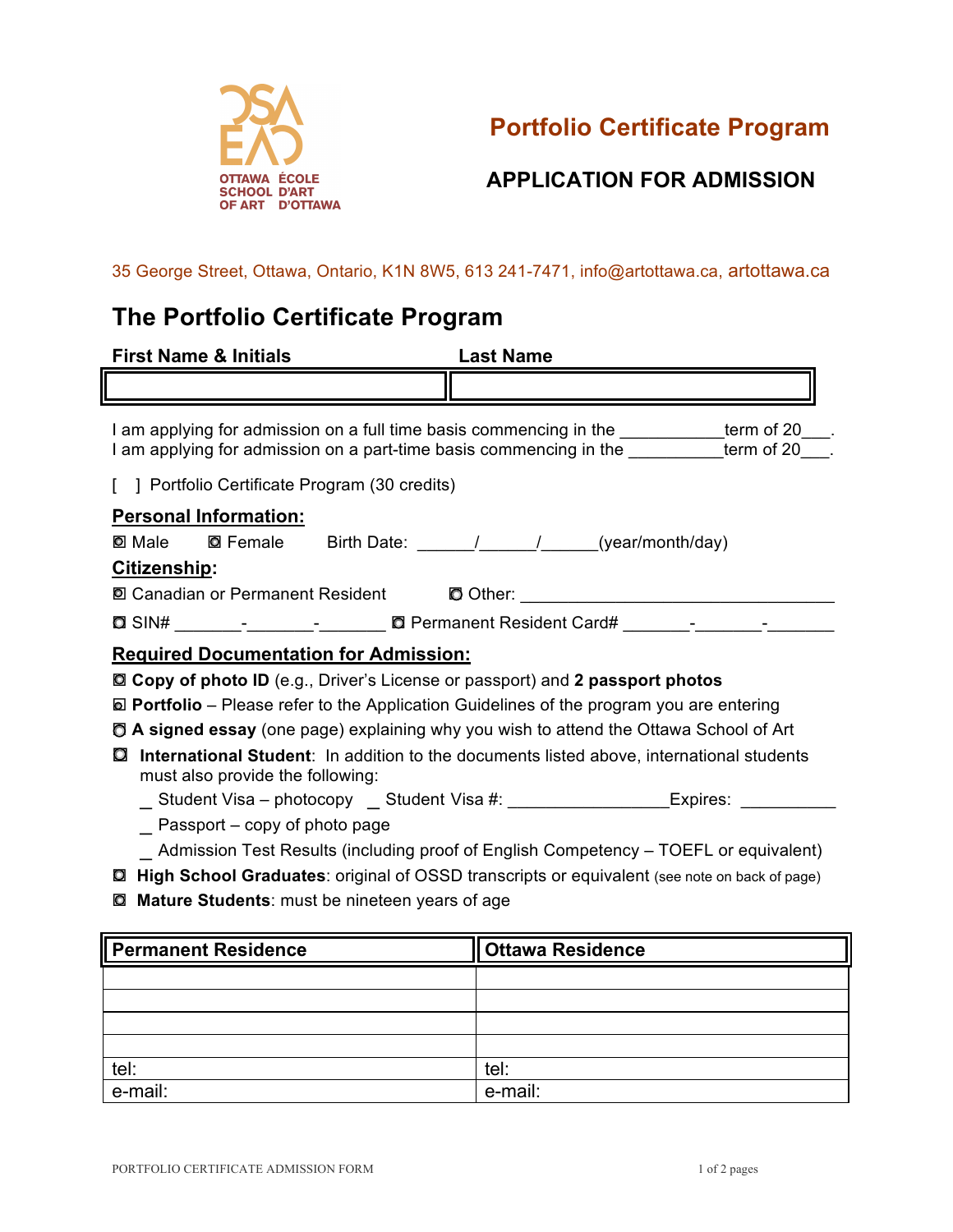OTTAWA SCHOOL OF ART
ÉCOLE D'ART D'OTTAWA

# Portfolio Certificate Program

## APPLICATION FOR ADMISSION

35 George Street, Ottawa, Ontario, K1N 8W5, 613 241-7471, info@artottawa.ca, artottawa.ca

## The Portfolio Certificate Program

| First Name & Initials | Last Name |
|---|---|
| | |

I am applying for admission on a full time basis commencing in the ___________term of 20___.
I am applying for admission on a part-time basis commencing in the __________term of 20___.

[ ] Portfolio Certificate Program (30 credits)

**Personal Information:**

◘ Male ◘ Female Birth Date: ______/______/______(year/month/day)

**Citizenship:**

◘ Canadian or Permanent Resident ◘ Other: _________________________________

◘ SIN# _______-_______-_______ ◘ Permanent Resident Card# _______-_______-_______

**Required Documentation for Admission:**

◘ **Copy of photo ID** (e.g., Driver's License or passport) and **2 passport photos**

◘ **Portfolio** – Please refer to the Application Guidelines of the program you are entering

◘ **A signed essay** (one page) explaining why you wish to attend the Ottawa School of Art

◘ **International Student**: In addition to the documents listed above, international students must also provide the following:

- _ Student Visa – photocopy _ Student Visa #: ________________Expires: __________
- _ Passport – copy of photo page
- _ Admission Test Results (including proof of English Competency – TOEFL or equivalent)

◘ **High School Graduates**: original of OSSD transcripts or equivalent (see note on back of page)

◘ **Mature Students**: must be nineteen years of age

| Permanent Residence | Ottawa Residence |
|---|---|
| | |
| | |
| | |
| | |
| tel: | tel: |
| e-mail: | e-mail: |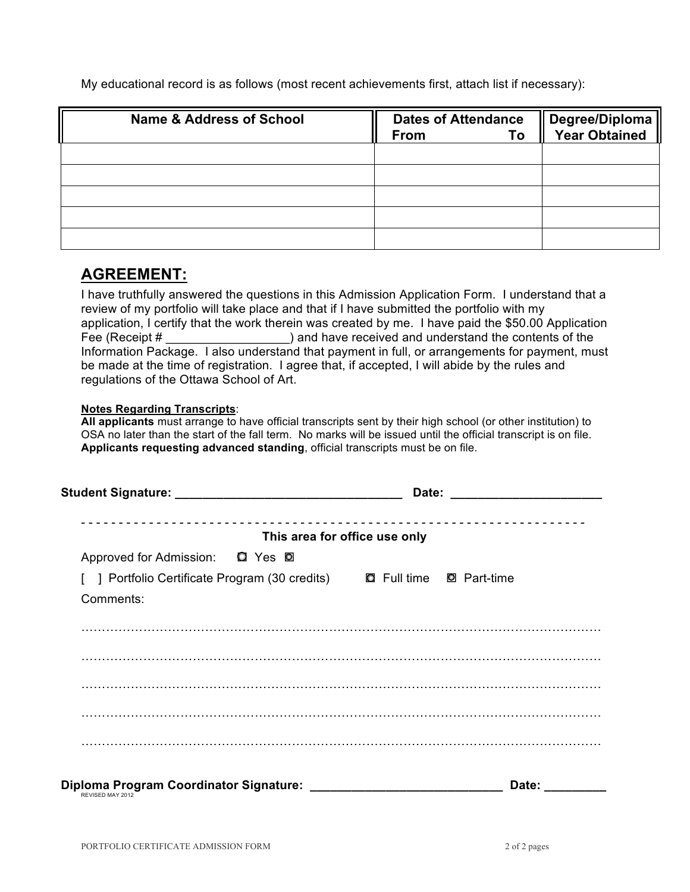My educational record is as follows (most recent achievements first, attach list if necessary):

| Name & Address of School | Dates of Attendance From To | Degree/Diploma Year Obtained |
|---|---|---|
| | | |
| | | |
| | | |
| | | |
| | | |

## AGREEMENT:

I have truthfully answered the questions in this Admission Application Form. I understand that a review of my portfolio will take place and that if I have submitted the portfolio with my application, I certify that the work therein was created by me. I have paid the $50.00 Application Fee (Receipt # _________________) and have received and understand the contents of the Information Package. I also understand that payment in full, or arrangements for payment, must be made at the time of registration. I agree that, if accepted, I will abide by the rules and regulations of the Ottawa School of Art.

**Notes Regarding Transcripts**:
**All applicants** must arrange to have official transcripts sent by their high school (or other institution) to OSA no later than the start of the fall term. No marks will be issued until the official transcript is on file. **Applicants requesting advanced standing**, official transcripts must be on file.

**Student Signature: _________________________________ Date: _____________________**

- - - - - - - - - - - - - - - - - - - - - - - - - - - - - - - - - - - - - - - - - - - - - - - - - - - - - - - - - - - - - - - -

**This area for office use only**

Approved for Admission: ◘ Yes ◘

[ ] Portfolio Certificate Program (30 credits) ◘ Full time ◘ Part-time

Comments:

……………………………………………………………………………………………………………

……………………………………………………………………………………………………………

……………………………………………………………………………………………………………

……………………………………………………………………………………………………………

……………………………………………………………………………………………………………

**Diploma Program Coordinator Signature: ____________________________ Date: _________**

REVISED MAY 2012